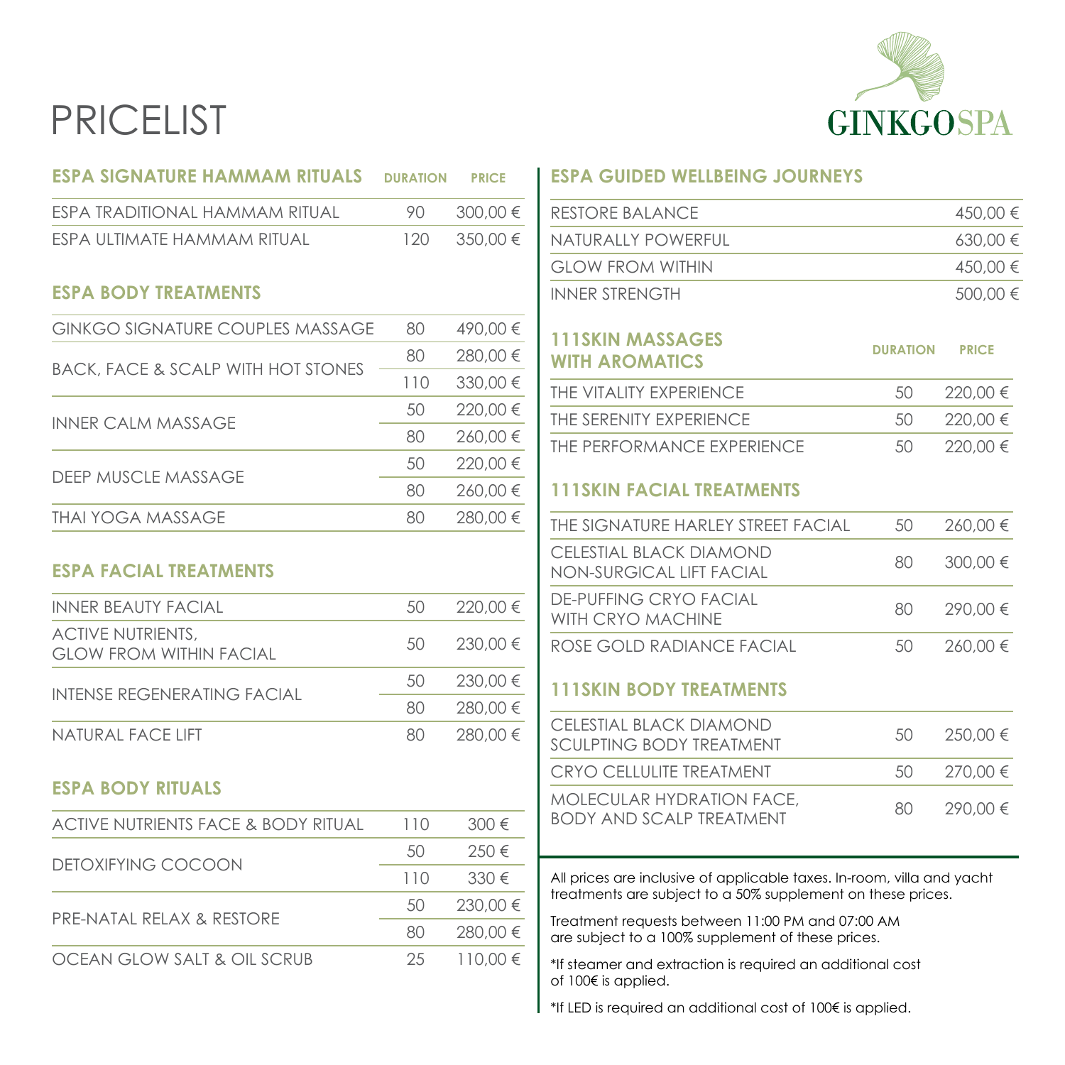# PRICELIST

GINKGOSPA

## ESPA SIGNATURE HAMMAM RITUALS

| ESPA SIGNATURE HAMMAM RITUALS | DURATION | PRICE |
|---|---|---|
| ESPA TRADITIONAL HAMMAM RITUAL | 90 | 300,00 € |
| ESPA ULTIMATE HAMMAM RITUAL | 120 | 350,00 € |

## ESPA BODY TREATMENTS

| Treatment | Duration | Price |
|---|---|---|
| GINKGO SIGNATURE COUPLES MASSAGE | 80 | 490,00 € |
| BACK, FACE & SCALP WITH HOT STONES | 80 | 280,00 € |
| | 110 | 330,00 € |
| INNER CALM MASSAGE | 50 | 220,00 € |
| | 80 | 260,00 € |
| DEEP MUSCLE MASSAGE | 50 | 220,00 € |
| | 80 | 260,00 € |
| THAI YOGA MASSAGE | 80 | 280,00 € |

## ESPA FACIAL TREATMENTS

| Treatment | Duration | Price |
|---|---|---|
| INNER BEAUTY FACIAL | 50 | 220,00 € |
| ACTIVE NUTRIENTS, GLOW FROM WITHIN FACIAL | 50 | 230,00 € |
| INTENSE REGENERATING FACIAL | 50 | 230,00 € |
| | 80 | 280,00 € |
| NATURAL FACE LIFT | 80 | 280,00 € |

## ESPA BODY RITUALS

| Treatment | Duration | Price |
|---|---|---|
| ACTIVE NUTRIENTS FACE & BODY RITUAL | 110 | 300 € |
| DETOXIFYING COCOON | 50 | 250 € |
| | 110 | 330 € |
| PRE-NATAL RELAX & RESTORE | 50 | 230,00 € |
| | 80 | 280,00 € |
| OCEAN GLOW SALT & OIL SCRUB | 25 | 110,00 € |

## ESPA GUIDED WELLBEING JOURNEYS

| Journey | Price |
|---|---|
| RESTORE BALANCE | 450,00 € |
| NATURALLY POWERFUL | 630,00 € |
| GLOW FROM WITHIN | 450,00 € |
| INNER STRENGTH | 500,00 € |

## 111SKIN MASSAGES WITH AROMATICS

| 111SKIN MASSAGES WITH AROMATICS | DURATION | PRICE |
|---|---|---|
| THE VITALITY EXPERIENCE | 50 | 220,00 € |
| THE SERENITY EXPERIENCE | 50 | 220,00 € |
| THE PERFORMANCE EXPERIENCE | 50 | 220,00 € |

## 111SKIN FACIAL TREATMENTS

| Treatment | Duration | Price |
|---|---|---|
| THE SIGNATURE HARLEY STREET FACIAL | 50 | 260,00 € |
| CELESTIAL BLACK DIAMOND NON-SURGICAL LIFT FACIAL | 80 | 300,00 € |
| DE-PUFFING CRYO FACIAL WITH CRYO MACHINE | 80 | 290,00 € |
| ROSE GOLD RADIANCE FACIAL | 50 | 260,00 € |

## 111SKIN BODY TREATMENTS

| Treatment | Duration | Price |
|---|---|---|
| CELESTIAL BLACK DIAMOND SCULPTING BODY TREATMENT | 50 | 250,00 € |
| CRYO CELLULITE TREATMENT | 50 | 270,00 € |
| MOLECULAR HYDRATION FACE, BODY AND SCALP TREATMENT | 80 | 290,00 € |

All prices are inclusive of applicable taxes. In-room, villa and yacht treatments are subject to a 50% supplement on these prices.

Treatment requests between 11:00 PM and 07:00 AM are subject to a 100% supplement of these prices.

*If steamer and extraction is required an additional cost of 100€ is applied.

*If LED is required an additional cost of 100€ is applied.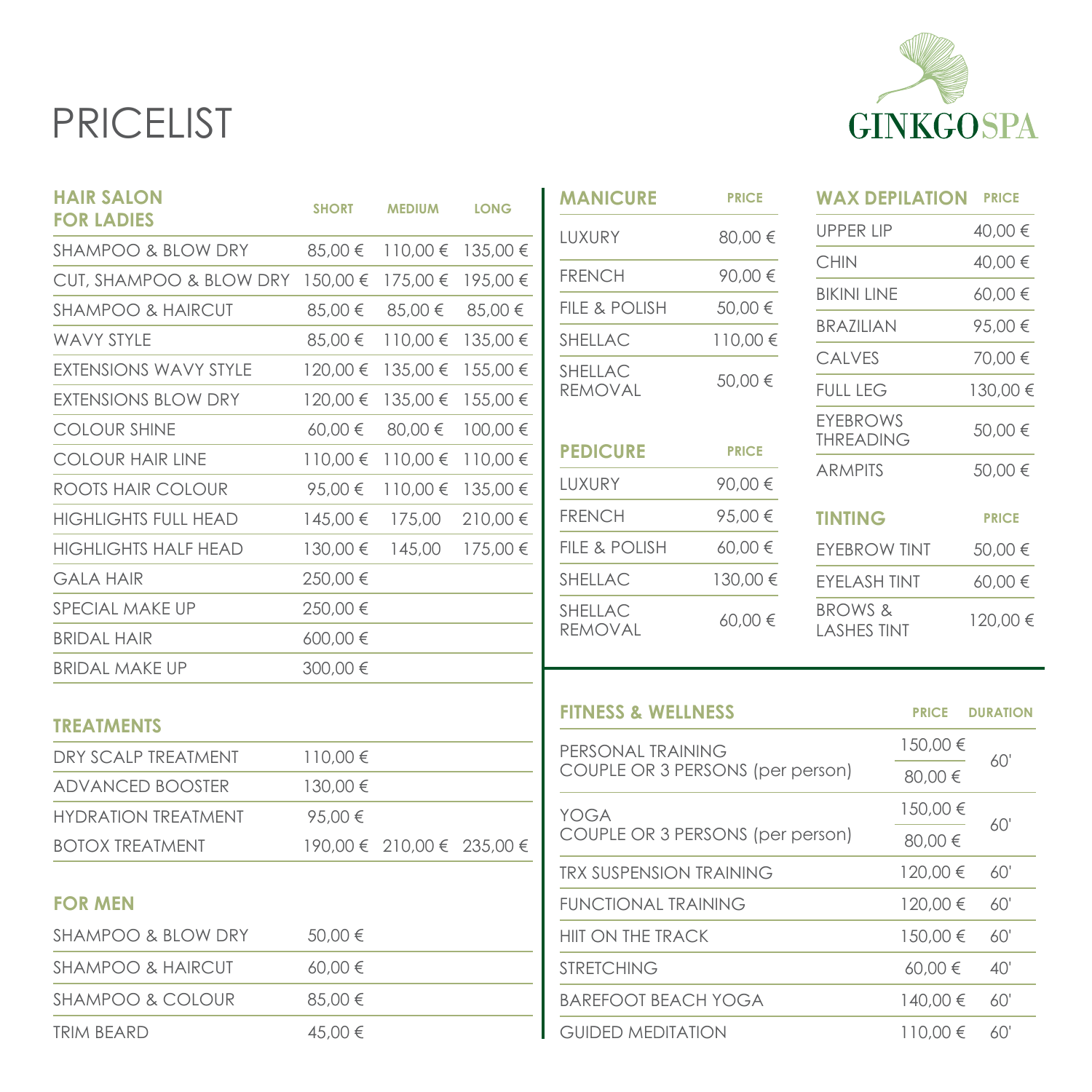# PRICELIST

GINKGOSPA

## HAIR SALON FOR LADIES

| HAIR SALON FOR LADIES | SHORT | MEDIUM | LONG |
|---|---|---|---|
| SHAMPOO & BLOW DRY | 85,00 € | 110,00 € | 135,00 € |
| CUT, SHAMPOO & BLOW DRY | 150,00 € | 175,00 € | 195,00 € |
| SHAMPOO & HAIRCUT | 85,00 € | 85,00 € | 85,00 € |
| WAVY STYLE | 85,00 € | 110,00 € | 135,00 € |
| EXTENSIONS WAVY STYLE | 120,00 € | 135,00 € | 155,00 € |
| EXTENSIONS BLOW DRY | 120,00 € | 135,00 € | 155,00 € |
| COLOUR SHINE | 60,00 € | 80,00 € | 100,00 € |
| COLOUR HAIR LINE | 110,00 € | 110,00 € | 110,00 € |
| ROOTS HAIR COLOUR | 95,00 € | 110,00 € | 135,00 € |
| HIGHLIGHTS FULL HEAD | 145,00 € | 175,00 | 210,00 € |
| HIGHLIGHTS HALF HEAD | 130,00 € | 145,00 | 175,00 € |
| GALA HAIR | 250,00 € | | |
| SPECIAL MAKE UP | 250,00 € | | |
| BRIDAL HAIR | 600,00 € | | |
| BRIDAL MAKE UP | 300,00 € | | |

## TREATMENTS

| TREATMENTS | | | |
|---|---|---|---|
| DRY SCALP TREATMENT | 110,00 € | | |
| ADVANCED BOOSTER | 130,00 € | | |
| HYDRATION TREATMENT | 95,00 € | | |
| BOTOX TREATMENT | 190,00 € | 210,00 € | 235,00 € |

## FOR MEN

| FOR MEN | |
|---|---|
| SHAMPOO & BLOW DRY | 50,00 € |
| SHAMPOO & HAIRCUT | 60,00 € |
| SHAMPOO & COLOUR | 85,00 € |
| TRIM BEARD | 45,00 € |

## MANICURE

| MANICURE | PRICE |
|---|---|
| LUXURY | 80,00 € |
| FRENCH | 90,00 € |
| FILE & POLISH | 50,00 € |
| SHELLAC | 110,00 € |
| SHELLAC REMOVAL | 50,00 € |

## PEDICURE

| PEDICURE | PRICE |
|---|---|
| LUXURY | 90,00 € |
| FRENCH | 95,00 € |
| FILE & POLISH | 60,00 € |
| SHELLAC | 130,00 € |
| SHELLAC REMOVAL | 60,00 € |

## WAX DEPILATION

| WAX DEPILATION | PRICE |
|---|---|
| UPPER LIP | 40,00 € |
| CHIN | 40,00 € |
| BIKINI LINE | 60,00 € |
| BRAZILIAN | 95,00 € |
| CALVES | 70,00 € |
| FULL LEG | 130,00 € |
| EYEBROWS THREADING | 50,00 € |
| ARMPITS | 50,00 € |

## TINTING

| TINTING | PRICE |
|---|---|
| EYEBROW TINT | 50,00 € |
| EYELASH TINT | 60,00 € |
| BROWS & LASHES TINT | 120,00 € |

## FITNESS & WELLNESS

| FITNESS & WELLNESS | PRICE | DURATION |
|---|---|---|
| PERSONAL TRAINING | 150,00 € | 60' |
| COUPLE OR 3 PERSONS (per person) | 80,00 € | 60' |
| YOGA | 150,00 € | 60' |
| COUPLE OR 3 PERSONS (per person) | 80,00 € | 60' |
| TRX SUSPENSION TRAINING | 120,00 € | 60' |
| FUNCTIONAL TRAINING | 120,00 € | 60' |
| HIIT ON THE TRACK | 150,00 € | 60' |
| STRETCHING | 60,00 € | 40' |
| BAREFOOT BEACH YOGA | 140,00 € | 60' |
| GUIDED MEDITATION | 110,00 € | 60' |